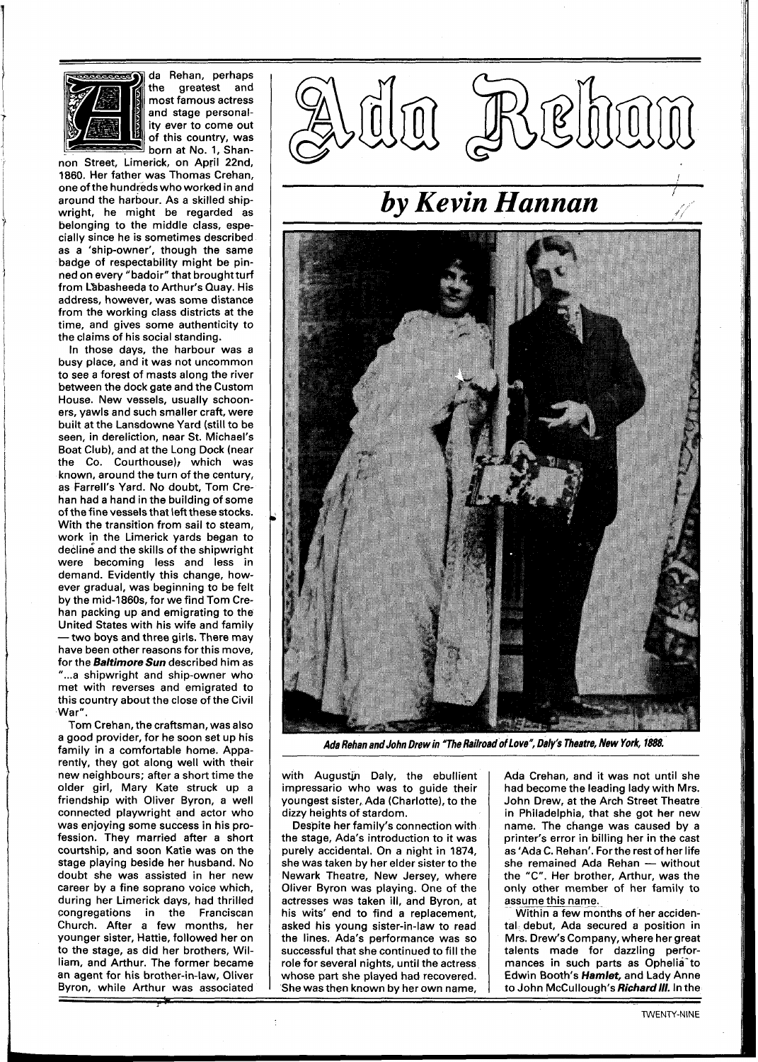# Ada Rehan

## *by Kevin Hannan*

Ada Rehan, perhaps the greatest and most famous actress and stage personality ever to come out of this country, was born at No. 1, Shannon Street, Limerick, on April 22nd, 1860. Her father was Thomas Crehan, one of the hundreds who worked in and around the harbour. As a skilled shipwright, he might be regarded as belonging to the middle class, especially since he is sometimes described as a 'ship-owner', though the same badge of respectability might be pinned on every "badoir" that brought turf from Labasheeda to Arthur's Quay. His address, however, was some distance from the working class districts at the time, and gives some authenticity to the claims of his social standing.

In those days, the harbour was a busy place, and it was not uncommon to see a forest of masts along the river between the dock gate and the Custom House. New vessels, usually schooners, yawls and such smaller craft, were built at the Lansdowne Yard (still to be seen, in dereliction, near St. Michael's Boat Club), and at the Long Dock (near the Co. Courthouse), which was known, around the turn of the century, as Farrell's Yard. No doubt, Tom Crehan had a hand in the building of some of the fine vessels that left these stocks. With the transition from sail to steam, work in the Limerick yards began to decline and the skills of the shipwright were becoming less and less in demand. Evidently this change, however gradual, was beginning to be felt by the mid-1860s, for we find Tom Crehan packing up and emigrating to the United States with his wife and family — two boys and three girls. There may have been other reasons for this move, for the ***Baltimore Sun*** described him as "...a shipwright and ship-owner who met with reverses and emigrated to this country about the close of the Civil War".

Tom Crehan, the craftsman, was also a good provider, for he soon set up his family in a comfortable home. Apparently, they got along well with their new neighbours; after a short time the older girl, Mary Kate struck up a friendship with Oliver Byron, a well connected playwright and actor who was enjoying some success in his profession. They married after a short courtship, and soon Katie was on the stage playing beside her husband. No doubt she was assisted in her new career by a fine soprano voice which, during her Limerick days, had thrilled congregations in the Franciscan Church. After a few months, her younger sister, Hattie, followed her on to the stage, as did her brothers, William, and Arthur. The former became an agent for his brother-in-law, Oliver Byron, while Arthur was associated with Augustin Daly, the ebullient impressario who was to guide their youngest sister, Ada (Charlotte), to the dizzy heights of stardom.

*Ada Rehan and John Drew in "The Railroad of Love", Daly's Theatre, New York, 1888.*

Despite her family's connection with the stage, Ada's introduction to it was purely accidental. On a night in 1874, she was taken by her elder sister to the Newark Theatre, New Jersey, where Oliver Byron was playing. One of the actresses was taken ill, and Byron, at his wits' end to find a replacement, asked his young sister-in-law to read the lines. Ada's performance was so successful that she continued to fill the role for several nights, until the actress whose part she played had recovered. She was then known by her own name, Ada Crehan, and it was not until she had become the leading lady with Mrs. John Drew, at the Arch Street Theatre in Philadelphia, that she got her new name. The change was caused by a printer's error in billing her in the cast as 'Ada C. Rehan'. For the rest of her life she remained Ada Rehan — without the "C". Her brother, Arthur, was the only other member of her family to assume this name.

Within a few months of her accidental debut, Ada secured a position in Mrs. Drew's Company, where her great talents made for dazzling performances in such parts as Ophelia to Edwin Booth's ***Hamlet,*** and Lady Anne to John McCullough's ***Richard III.*** In the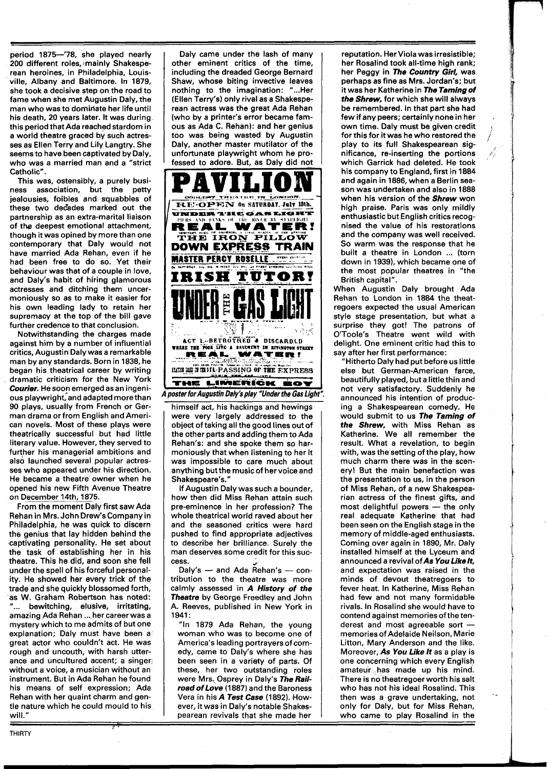period 1875—'78, she played nearly 200 different roles, mainly Shakespearean heroines, in Philadelphia, Louisville, Albany and Baltimore. In 1879, she took a decisive step on the road to fame when she met Augustin Daly, the man who was to dominate her life until his death, 20 years later. It was during this period that Ada reached stardom in a world theatre graced by such actresses as Ellen Terry and Lily Langtry. She seems to have been captivated by Daly, who was a married man and a "strict Catholic".

This was, ostensibly, a purely business association, but the petty jealousies, foibles and squabbles of these two decades marked out the partnership as an extra-marital liaison of the deepest emotional attachment, though it was opined by more than one contemporary that Daly would not have married Ada Rehan, even if he had been free to do so. Yet their behaviour was that of a couple in love, and Daly's habit of hiring glamorous actresses and ditching them unceremoniously so as to make it easier for his own leading lady to retain her supremacy at the top of the bill gave further credence to that conclusion.

Notwithstanding the charges made against him by a number of influential critics, Augustin Daly was a remarkable man by any standards. Born in 1838, he began his theatrical career by writing dramatic criticism for the New York ***Courier***. He soon emerged as an ingenious playwright, and adapted more than 90 plays, usually from French or German drama or from English and American novels. Most of these plays were theatrically successful but had little literary value. However, they served to further his managerial ambitions and also launched several popular actresses who appeared under his direction. He became a theatre owner when he opened his new Fifth Avenue Theatre on December 14th, 1875.

From the moment Daly first saw Ada Rehan in Mrs. John Drew's Company in Philadelphia, he was quick to discern the genius that lay hidden behind the captivating personality. He set about the task of establishing her in his theatre. This he did, and soon she fell under the spell of his forceful personality. He showed her every trick of the trade and she quickly blossomed forth, as W. Graham Robertson has noted: "... bewitching, elusive, irritating, amazing Ada Rehan ... her career was a mystery which to me admits of but one explanation; Daly must have been a great actor who couldn't act. He was rough and uncouth, with harsh utterance and uncultured accent; a singer without a voice, a musician without an instrument. But in Ada Rehan he found his means of self expression; Ada Rehan with her quaint charm and gentle nature which he could mould to his will."

Daly came under the lash of many other eminent critics of the time, including the dreaded George Bernard Shaw, whose biting invective leaves nothing to the imagination: "...Her (Ellen Terry's) only rival as a Shakespearean actress was the great Ada Rehan (who by a printer's error became famous as Ada C. Rehan): and her genius too was being wasted by Augustin Daly, another master mutilator of the unfortunate playwright whom he professed to adore. But, as Daly did not himself act, his hackings and hewings were very largely addressed to the object of taking all the good lines out of the other parts and adding them to Ada Rehan's: and she spoke them so harmoniously that when listening to her it was impossible to care much about anything but the music of her voice and Shakespeare's."

*A poster for Augustin Daly's play "Under the Gas Light".*

If Augustin Daly was such a bounder, how then did Miss Rehan attain such pre-eminence in her profession? The whole theatrical world raved about her and the seasoned critics were hard pushed to find appropriate adjectives to describe her brilliance. Surely the man deserves some credit for this success.

Daly's — and Ada Rehan's — contribution to the theatre was more calmly assessed in ***A History of the Theatre*** by George Freedley and John A. Reeves, published in New York in 1941:

"In 1879 Ada Rehan, the young woman who was to become one of America's leading portrayers of comedy, came to Daly's where she has been seen in a variety of parts. Of these, her two outstanding roles were Mrs. Osprey in Daly's ***The Railroad of Love*** (1887) and the Baroness Vera in his ***A Test Case*** (1892). However, it was in Daly's notable Shakespearean revivals that she made her reputation. Her Viola was irresistible; her Rosalind took all-time high rank; her Peggy in ***The Country Girl***, was perhaps as fine as Mrs. Jordan's; but it was her Katherine in ***The Taming of the Shrew***, for which she will always be remembered. In that part she had few if any peers; certainly none in her own time. Daly must be given credit for this for it was he who restored the play to its full Shakespearean significance, re-inserting the portions which Garrick had deleted. He took his company to England, first in 1884 and again in 1886, when a Berlin season was undertaken and also in 1888 when his version of the ***Shrew*** won high praise. Paris was only mildly enthusiastic but English critics recognised the value of his restorations and the company was well received. So warm was the response that he built a theatre in London ... (torn down in 1939), which became one of the most popular theatres in "the British capital".

When Augustin Daly brought Ada Rehan to London in 1884 the theatregoers expected the usual American style stage presentation, but what a surprise they got! The patrons of O'Toole's Theatre went wild with delight. One eminent critic had this to say after her first performance:

"Hitherto Daly had put before us little else but German-American farce, beautifully played, but a little thin and not very satisfactory. Suddenly he announced his intention of producing a Shakespearean comedy. He would submit to us ***The Taming of the Shrew***, with Miss Rehan as Katherine. We all remember the result. What a revelation, to begin with, was the setting of the play, how much charm there was in the scenery! But the main benefaction was the presentation to us, in the person of Miss Rehan, of a new Shakespearian actress of the finest gifts, and most delightful powers — the only real adequate Katherine that had been seen on the English stage in the memory of middle-aged enthusiasts. Coming over again in 1890, Mr. Daly installed himself at the Lyceum and announced a revival of ***As You Like It***, and expectation was raised in the minds of devout theatregoers to fever heat. In Katherine, Miss Rehan had few and not many formidable rivals. In Rosalind she would have to contend against memories of the tenderest and most agreeable sort — memories of Adelaide Neilson, Marie Litton, Mary Anderson and the like. Moreover, ***As You Like It*** as a play is one concerning which every English amateur has made up his mind. There is no theatregoer worth his salt who has not his ideal Rosalind. This then was a grave undertaking, not only for Daly, but for Miss Rehan, who came to play Rosalind in the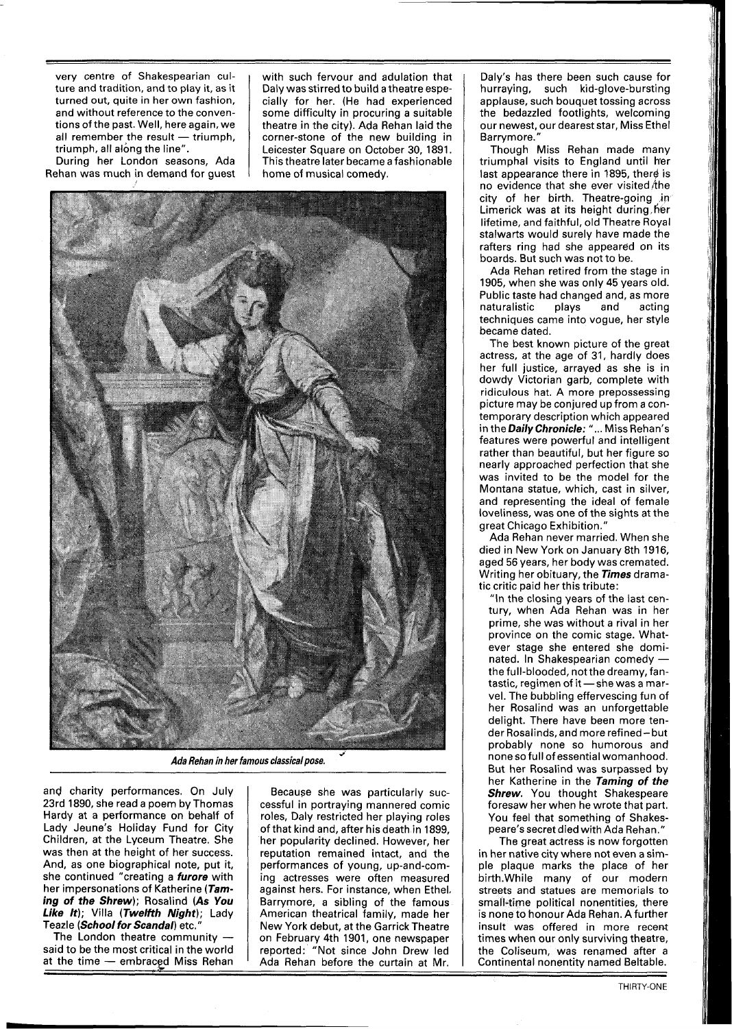very centre of Shakespearian culture and tradition, and to play it, as it turned out, quite in her own fashion, and without reference to the conventions of the past. Well, here again, we all remember the result — triumph, triumph, all along the line".

During her London seasons, Ada Rehan was much in demand for guest and charity performances. On July 23rd 1890, she read a poem by Thomas Hardy at a performance on behalf of Lady Jeune's Holiday Fund for City Children, at the Lyceum Theatre. She was then at the height of her success. And, as one biographical note, put it, she continued "creating a ***furore*** with her impersonations of Katherine (***Taming of the Shrew***); Rosalind (***As You Like It***); Villa (***Twelfth Night***); Lady Teazle (***School for Scandal***) etc."

The London theatre community — said to be the most critical in the world at the time — embraced Miss Rehan with such fervour and adulation that Daly was stirred to build a theatre especially for her. (He had experienced some difficulty in procuring a suitable theatre in the city). Ada Rehan laid the corner-stone of the new building in Leicester Square on October 30, 1891. This theatre later became a fashionable home of musical comedy.

***Ada Rehan in her famous classical pose.***

Because she was particularly successful in portraying mannered comic roles, Daly restricted her playing roles of that kind and, after his death in 1899, her popularity declined. However, her reputation remained intact, and the performances of young, up-and-coming actresses were often measured against hers. For instance, when Ethel Barrymore, a sibling of the famous American theatrical family, made her New York debut, at the Garrick Theatre on February 4th 1901, one newspaper reported: "Not since John Drew led Ada Rehan before the curtain at Mr. Daly's has there been such cause for hurraying, such kid-glove-bursting applause, such bouquet tossing across the bedazzled footlights, welcoming our newest, our dearest star, Miss Ethel Barrymore."

Though Miss Rehan made many triumphal visits to England until her last appearance there in 1895, there is no evidence that she ever visited the city of her birth. Theatre-going in Limerick was at its height during her lifetime, and faithful, old Theatre Royal stalwarts would surely have made the rafters ring had she appeared on its boards. But such was not to be.

Ada Rehan retired from the stage in 1905, when she was only 45 years old. Public taste had changed and, as more naturalistic plays and acting techniques came into vogue, her style became dated.

The best known picture of the great actress, at the age of 31, hardly does her full justice, arrayed as she is in dowdy Victorian garb, complete with ridiculous hat. A more prepossessing picture may be conjured up from a contemporary description which appeared in the ***Daily Chronicle:*** "... Miss Rehan's features were powerful and intelligent rather than beautiful, but her figure so nearly approached perfection that she was invited to be the model for the Montana statue, which, cast in silver, and representing the ideal of female loveliness, was one of the sights at the great Chicago Exhibition."

Ada Rehan never married. When she died in New York on January 8th 1916, aged 56 years, her body was cremated. Writing her obituary, the ***Times*** dramatic critic paid her this tribute:

"In the closing years of the last century, when Ada Rehan was in her prime, she was without a rival in her province on the comic stage. Whatever stage she entered she dominated. In Shakespearian comedy — the full-blooded, not the dreamy, fantastic, regimen of it — she was a marvel. The bubbling effervescing fun of her Rosalind was an unforgettable delight. There have been more tender Rosalinds, and more refined – but probably none so humorous and none so full of essential womanhood. But her Rosalind was surpassed by her Katherine in the ***Taming of the Shrew***. You thought Shakespeare foresaw her when he wrote that part. You feel that something of Shakespeare's secret died with Ada Rehan."

The great actress is now forgotten in her native city where not even a simple plaque marks the place of her birth. While many of our modern streets and statues are memorials to small-time political nonentities, there is none to honour Ada Rehan. A further insult was offered in more recent times when our only surviving theatre, the Coliseum, was renamed after a Continental nonentity named Beltable.